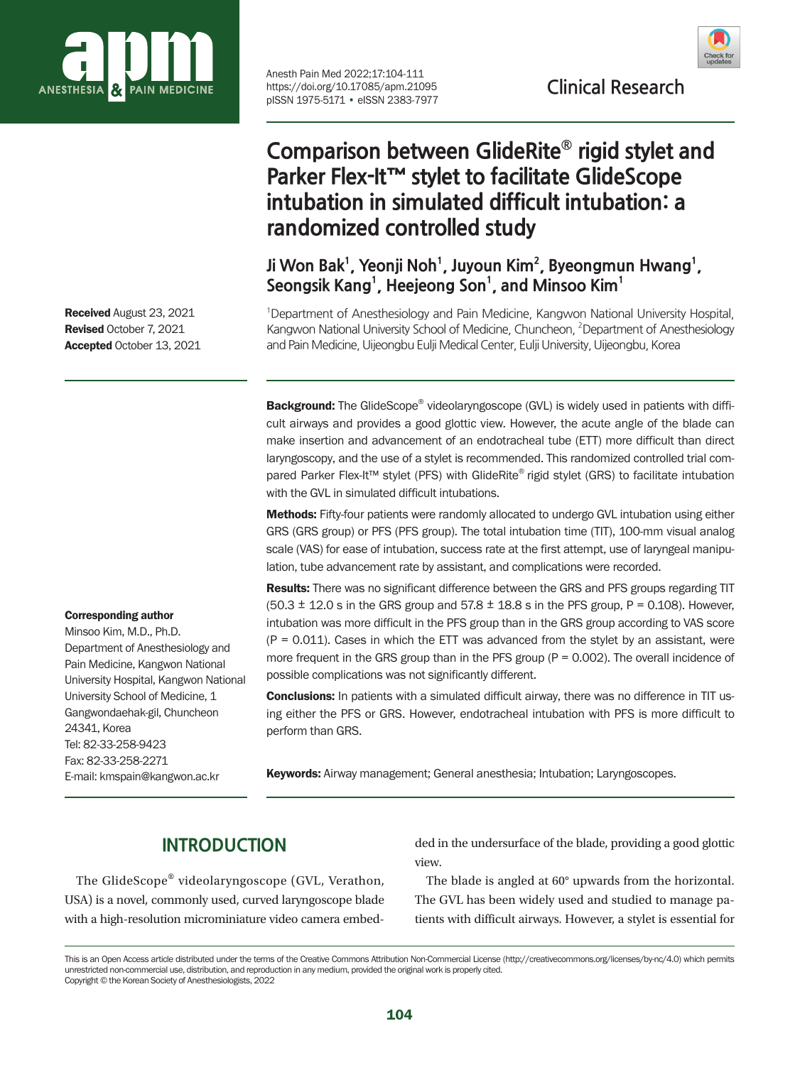Clinical Research

# Comparison between GlideRite® rigid stylet and Parker Flex-It™ stylet to facilitate GlideScope intubation in simulated difficult intubation: a randomized controlled study

**Ji Won Bak[1], Yeonji Noh[1], Juyoun Kim[2], Byeongmun Hwang[1], Seongsik Kang[1], Heejeong Son[1], and Minsoo Kim[1]**

[1]Department of Anesthesiology and Pain Medicine, Kangwon National University Hospital, Kangwon National University School of Medicine, Chuncheon, [2]Department of Anesthesiology and Pain Medicine, Uijeongbu Eulji Medical Center, Eulji University, Uijeongbu, Korea

**Received** August 23, 2021
**Revised** October 7, 2021
**Accepted** October 13, 2021

**Corresponding author**
Minsoo Kim, M.D., Ph.D.
Department of Anesthesiology and Pain Medicine, Kangwon National University Hospital, Kangwon National University School of Medicine, 1 Gangwondaehak-gil, Chuncheon 24341, Korea
Tel: 82-33-258-9423
Fax: 82-33-258-2271
E-mail: kmspain@kangwon.ac.kr

**Background:** The GlideScope® videolaryngoscope (GVL) is widely used in patients with difficult airways and provides a good glottic view. However, the acute angle of the blade can make insertion and advancement of an endotracheal tube (ETT) more difficult than direct laryngoscopy, and the use of a stylet is recommended. This randomized controlled trial compared Parker Flex-It™ stylet (PFS) with GlideRite® rigid stylet (GRS) to facilitate intubation with the GVL in simulated difficult intubations.

**Methods:** Fifty-four patients were randomly allocated to undergo GVL intubation using either GRS (GRS group) or PFS (PFS group). The total intubation time (TIT), 100-mm visual analog scale (VAS) for ease of intubation, success rate at the first attempt, use of laryngeal manipulation, tube advancement rate by assistant, and complications were recorded.

**Results:** There was no significant difference between the GRS and PFS groups regarding TIT (50.3 ± 12.0 s in the GRS group and 57.8 ± 18.8 s in the PFS group, P = 0.108). However, intubation was more difficult in the PFS group than in the GRS group according to VAS score (P = 0.011). Cases in which the ETT was advanced from the stylet by an assistant, were more frequent in the GRS group than in the PFS group (P = 0.002). The overall incidence of possible complications was not significantly different.

**Conclusions:** In patients with a simulated difficult airway, there was no difference in TIT using either the PFS or GRS. However, endotracheal intubation with PFS is more difficult to perform than GRS.

**Keywords:** Airway management; General anesthesia; Intubation; Laryngoscopes.

## INTRODUCTION

The GlideScope® videolaryngoscope (GVL, Verathon, USA) is a novel, commonly used, curved laryngoscope blade with a high-resolution microminiature video camera embedded in the undersurface of the blade, providing a good glottic view.

The blade is angled at 60° upwards from the horizontal. The GVL has been widely used and studied to manage patients with difficult airways. However, a stylet is essential for

This is an Open Access article distributed under the terms of the Creative Commons Attribution Non-Commercial License (http://creativecommons.org/licenses/by-nc/4.0) which permits unrestricted non-commercial use, distribution, and reproduction in any medium, provided the original work is properly cited.
Copyright © the Korean Society of Anesthesiologists, 2022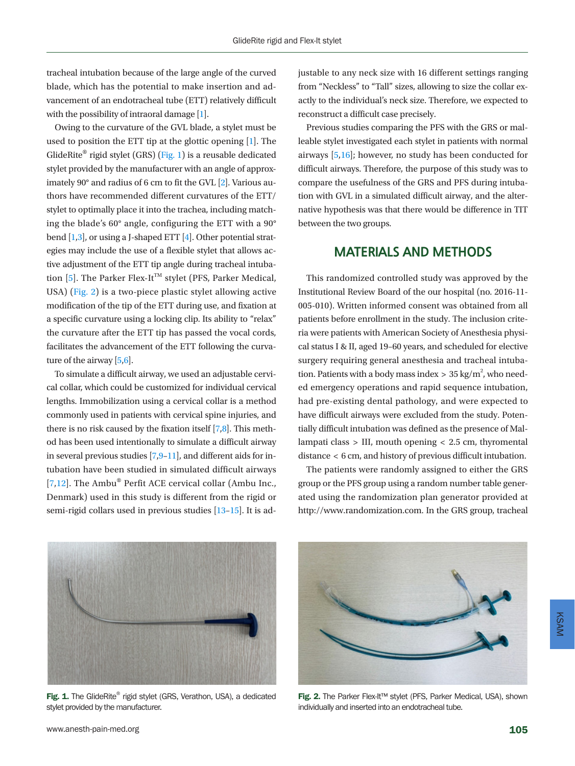tracheal intubation because of the large angle of the curved blade, which has the potential to make insertion and advancement of an endotracheal tube (ETT) relatively difficult with the possibility of intraoral damage [1].

Owing to the curvature of the GVL blade, a stylet must be used to position the ETT tip at the glottic opening [1]. The GlideRite® rigid stylet (GRS) (Fig. 1) is a reusable dedicated stylet provided by the manufacturer with an angle of approximately 90° and radius of 6 cm to fit the GVL [2]. Various authors have recommended different curvatures of the ETT/stylet to optimally place it into the trachea, including matching the blade's 60° angle, configuring the ETT with a 90° bend [1,3], or using a J-shaped ETT [4]. Other potential strategies may include the use of a flexible stylet that allows active adjustment of the ETT tip angle during tracheal intubation [5]. The Parker Flex-It™ stylet (PFS, Parker Medical, USA) (Fig. 2) is a two-piece plastic stylet allowing active modification of the tip of the ETT during use, and fixation at a specific curvature using a locking clip. Its ability to "relax" the curvature after the ETT tip has passed the vocal cords, facilitates the advancement of the ETT following the curvature of the airway [5,6].

To simulate a difficult airway, we used an adjustable cervical collar, which could be customized for individual cervical lengths. Immobilization using a cervical collar is a method commonly used in patients with cervical spine injuries, and there is no risk caused by the fixation itself [7,8]. This method has been used intentionally to simulate a difficult airway in several previous studies [7,9–11], and different aids for intubation have been studied in simulated difficult airways [7,12]. The Ambu® Perfit ACE cervical collar (Ambu Inc., Denmark) used in this study is different from the rigid or semi-rigid collars used in previous studies [13–15]. It is adjustable to any neck size with 16 different settings ranging from "Neckless" to "Tall" sizes, allowing to size the collar exactly to the individual's neck size. Therefore, we expected to reconstruct a difficult case precisely.

Previous studies comparing the PFS with the GRS or malleable stylet investigated each stylet in patients with normal airways [5,16]; however, no study has been conducted for difficult airways. Therefore, the purpose of this study was to compare the usefulness of the GRS and PFS during intubation with GVL in a simulated difficult airway, and the alternative hypothesis was that there would be difference in TIT between the two groups.

## MATERIALS AND METHODS

This randomized controlled study was approved by the Institutional Review Board of the our hospital (no. 2016-11-005-010). Written informed consent was obtained from all patients before enrollment in the study. The inclusion criteria were patients with American Society of Anesthesia physical status I & II, aged 19–60 years, and scheduled for elective surgery requiring general anesthesia and tracheal intubation. Patients with a body mass index > 35 kg/m$^2$, who needed emergency operations and rapid sequence intubation, had pre-existing dental pathology, and were expected to have difficult airways were excluded from the study. Potentially difficult intubation was defined as the presence of Mallampati class > III, mouth opening < 2.5 cm, thyromental distance < 6 cm, and history of previous difficult intubation.

The patients were randomly assigned to either the GRS group or the PFS group using a random number table generated using the randomization plan generator provided at http://www.randomization.com. In the GRS group, tracheal

**Fig. 1.** The GlideRite® rigid stylet (GRS, Verathon, USA), a dedicated stylet provided by the manufacturer.

**Fig. 2.** The Parker Flex-It™ stylet (PFS, Parker Medical, USA), shown individually and inserted into an endotracheal tube.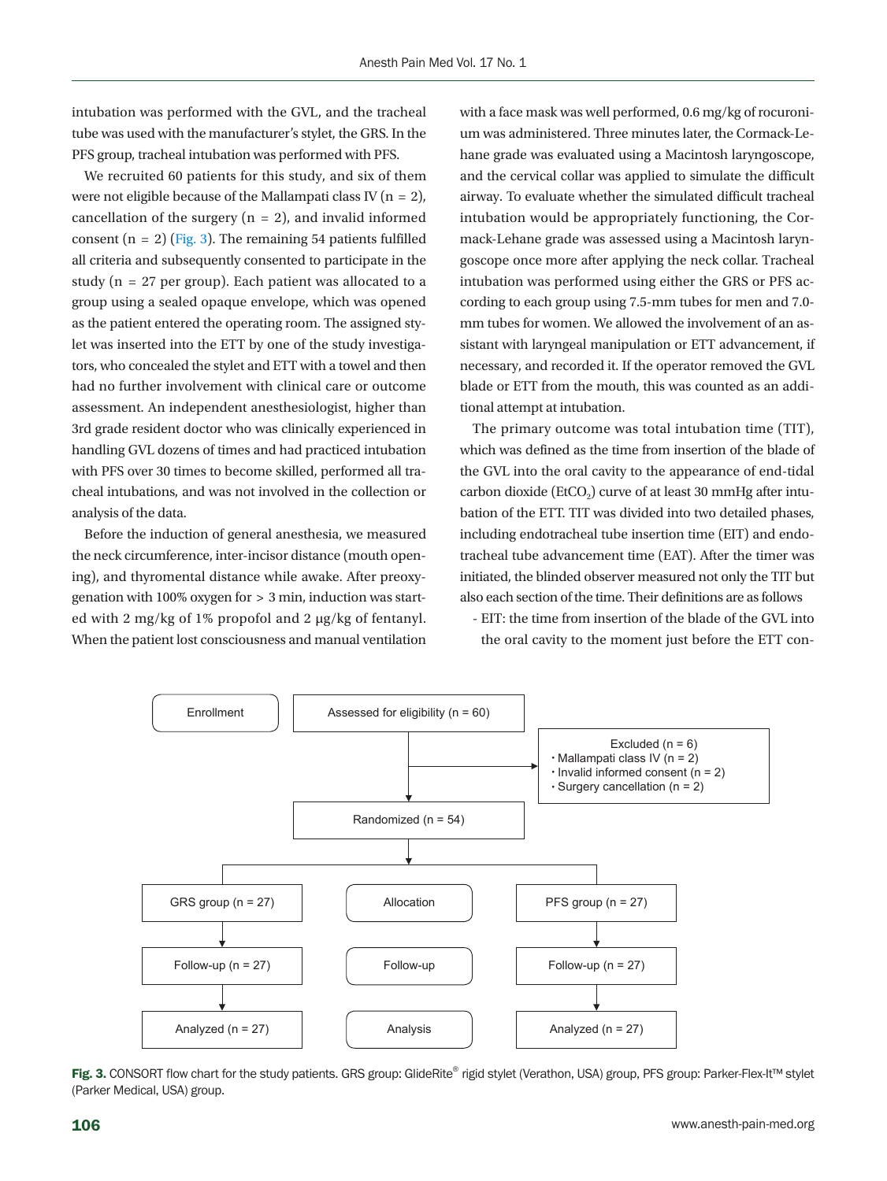intubation was performed with the GVL, and the tracheal tube was used with the manufacturer's stylet, the GRS. In the PFS group, tracheal intubation was performed with PFS.

We recruited 60 patients for this study, and six of them were not eligible because of the Mallampati class IV (n = 2), cancellation of the surgery (n = 2), and invalid informed consent (n = 2) (Fig. 3). The remaining 54 patients fulfilled all criteria and subsequently consented to participate in the study (n = 27 per group). Each patient was allocated to a group using a sealed opaque envelope, which was opened as the patient entered the operating room. The assigned stylet was inserted into the ETT by one of the study investigators, who concealed the stylet and ETT with a towel and then had no further involvement with clinical care or outcome assessment. An independent anesthesiologist, higher than 3rd grade resident doctor who was clinically experienced in handling GVL dozens of times and had practiced intubation with PFS over 30 times to become skilled, performed all tracheal intubations, and was not involved in the collection or analysis of the data.

Before the induction of general anesthesia, we measured the neck circumference, inter-incisor distance (mouth opening), and thyromental distance while awake. After preoxygenation with 100% oxygen for > 3 min, induction was started with 2 mg/kg of 1% propofol and 2 μg/kg of fentanyl. When the patient lost consciousness and manual ventilation with a face mask was well performed, 0.6 mg/kg of rocuronium was administered. Three minutes later, the Cormack-Lehane grade was evaluated using a Macintosh laryngoscope, and the cervical collar was applied to simulate the difficult airway. To evaluate whether the simulated difficult tracheal intubation would be appropriately functioning, the Cormack-Lehane grade was assessed using a Macintosh laryngoscope once more after applying the neck collar. Tracheal intubation was performed using either the GRS or PFS according to each group using 7.5-mm tubes for men and 7.0-mm tubes for women. We allowed the involvement of an assistant with laryngeal manipulation or ETT advancement, if necessary, and recorded it. If the operator removed the GVL blade or ETT from the mouth, this was counted as an additional attempt at intubation.

The primary outcome was total intubation time (TIT), which was defined as the time from insertion of the blade of the GVL into the oral cavity to the appearance of end-tidal carbon dioxide ($EtCO_2$) curve of at least 30 mmHg after intubation of the ETT. TIT was divided into two detailed phases, including endotracheal tube insertion time (EIT) and endotracheal tube advancement time (EAT). After the timer was initiated, the blinded observer measured not only the TIT but also each section of the time. Their definitions are as follows

- EIT: the time from insertion of the blade of the GVL into the oral cavity to the moment just before the ETT con-

Enrollment

Assessed for eligibility (n = 60)

Excluded (n = 6)
・Mallampati class IV (n = 2)
・Invalid informed consent (n = 2)
・Surgery cancellation (n = 2)

Randomized (n = 54)

GRS group (n = 27)

Allocation

PFS group (n = 27)

Follow-up (n = 27)

Follow-up

Follow-up (n = 27)

Analyzed (n = 27)

Analysis

Analyzed (n = 27)

**Fig. 3.** CONSORT flow chart for the study patients. GRS group: GlideRite® rigid stylet (Verathon, USA) group, PFS group: Parker-Flex-It™ stylet (Parker Medical, USA) group.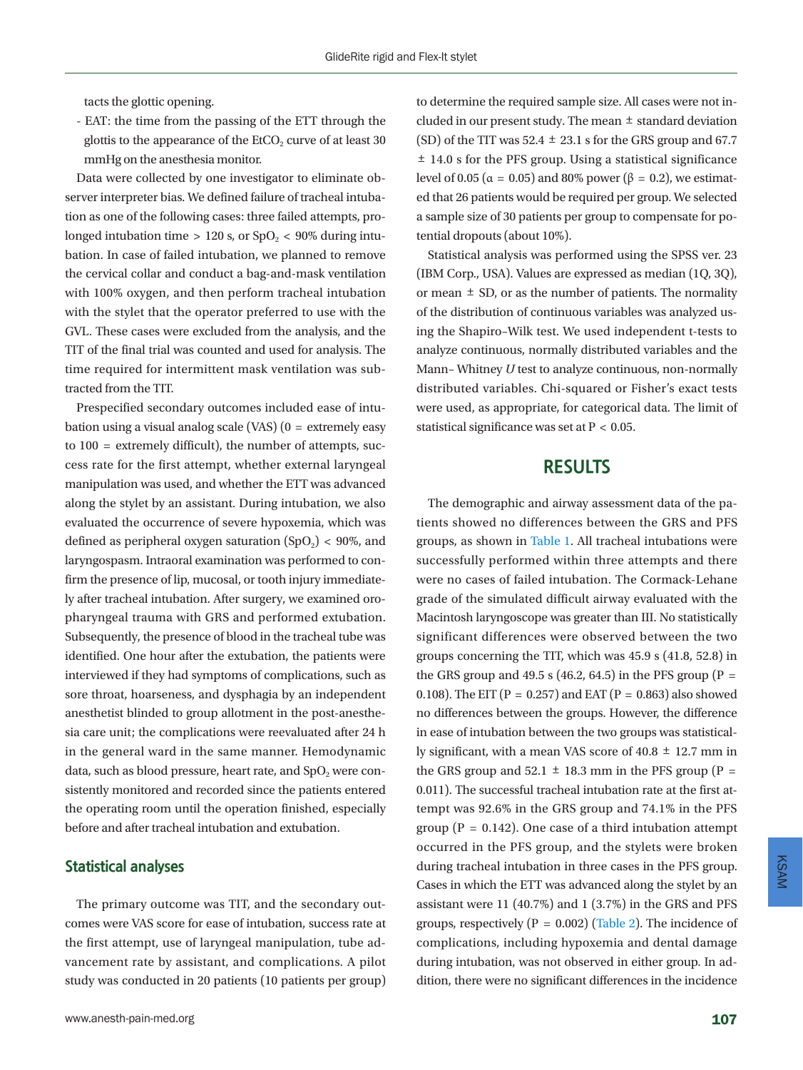tacts the glottic opening.

- EAT: the time from the passing of the ETT through the glottis to the appearance of the $EtCO_2$ curve of at least 30 mmHg on the anesthesia monitor.

Data were collected by one investigator to eliminate observer interpreter bias. We defined failure of tracheal intubation as one of the following cases: three failed attempts, prolonged intubation time > 120 s, or $SpO_2$ < 90% during intubation. In case of failed intubation, we planned to remove the cervical collar and conduct a bag-and-mask ventilation with 100% oxygen, and then perform tracheal intubation with the stylet that the operator preferred to use with the GVL. These cases were excluded from the analysis, and the TIT of the final trial was counted and used for analysis. The time required for intermittent mask ventilation was subtracted from the TIT.

Prespecified secondary outcomes included ease of intubation using a visual analog scale (VAS) (0 = extremely easy to 100 = extremely difficult), the number of attempts, success rate for the first attempt, whether external laryngeal manipulation was used, and whether the ETT was advanced along the stylet by an assistant. During intubation, we also evaluated the occurrence of severe hypoxemia, which was defined as peripheral oxygen saturation ($SpO_2$) < 90%, and laryngospasm. Intraoral examination was performed to confirm the presence of lip, mucosal, or tooth injury immediately after tracheal intubation. After surgery, we examined oropharyngeal trauma with GRS and performed extubation. Subsequently, the presence of blood in the tracheal tube was identified. One hour after the extubation, the patients were interviewed if they had symptoms of complications, such as sore throat, hoarseness, and dysphagia by an independent anesthetist blinded to group allotment in the post-anesthesia care unit; the complications were reevaluated after 24 h in the general ward in the same manner. Hemodynamic data, such as blood pressure, heart rate, and $SpO_2$ were consistently monitored and recorded since the patients entered the operating room until the operation finished, especially before and after tracheal intubation and extubation.

## Statistical analyses

The primary outcome was TIT, and the secondary outcomes were VAS score for ease of intubation, success rate at the first attempt, use of laryngeal manipulation, tube advancement rate by assistant, and complications. A pilot study was conducted in 20 patients (10 patients per group) to determine the required sample size. All cases were not included in our present study. The mean ± standard deviation (SD) of the TIT was 52.4 ± 23.1 s for the GRS group and 67.7 ± 14.0 s for the PFS group. Using a statistical significance level of 0.05 ($\alpha$ = 0.05) and 80% power ($\beta$ = 0.2), we estimated that 26 patients would be required per group. We selected a sample size of 30 patients per group to compensate for potential dropouts (about 10%).

Statistical analysis was performed using the SPSS ver. 23 (IBM Corp., USA). Values are expressed as median (1Q, 3Q), or mean ± SD, or as the number of patients. The normality of the distribution of continuous variables was analyzed using the Shapiro–Wilk test. We used independent t-tests to analyze continuous, normally distributed variables and the Mann– Whitney *U* test to analyze continuous, non-normally distributed variables. Chi-squared or Fisher's exact tests were used, as appropriate, for categorical data. The limit of statistical significance was set at P < 0.05.

# RESULTS

The demographic and airway assessment data of the patients showed no differences between the GRS and PFS groups, as shown in Table 1. All tracheal intubations were successfully performed within three attempts and there were no cases of failed intubation. The Cormack-Lehane grade of the simulated difficult airway evaluated with the Macintosh laryngoscope was greater than III. No statistically significant differences were observed between the two groups concerning the TIT, which was 45.9 s (41.8, 52.8) in the GRS group and 49.5 s (46.2, 64.5) in the PFS group (P = 0.108). The EIT (P = 0.257) and EAT (P = 0.863) also showed no differences between the groups. However, the difference in ease of intubation between the two groups was statistically significant, with a mean VAS score of 40.8 ± 12.7 mm in the GRS group and 52.1 ± 18.3 mm in the PFS group (P = 0.011). The successful tracheal intubation rate at the first attempt was 92.6% in the GRS group and 74.1% in the PFS group (P = 0.142). One case of a third intubation attempt occurred in the PFS group, and the stylets were broken during tracheal intubation in three cases in the PFS group. Cases in which the ETT was advanced along the stylet by an assistant were 11 (40.7%) and 1 (3.7%) in the GRS and PFS groups, respectively (P = 0.002) (Table 2). The incidence of complications, including hypoxemia and dental damage during intubation, was not observed in either group. In addition, there were no significant differences in the incidence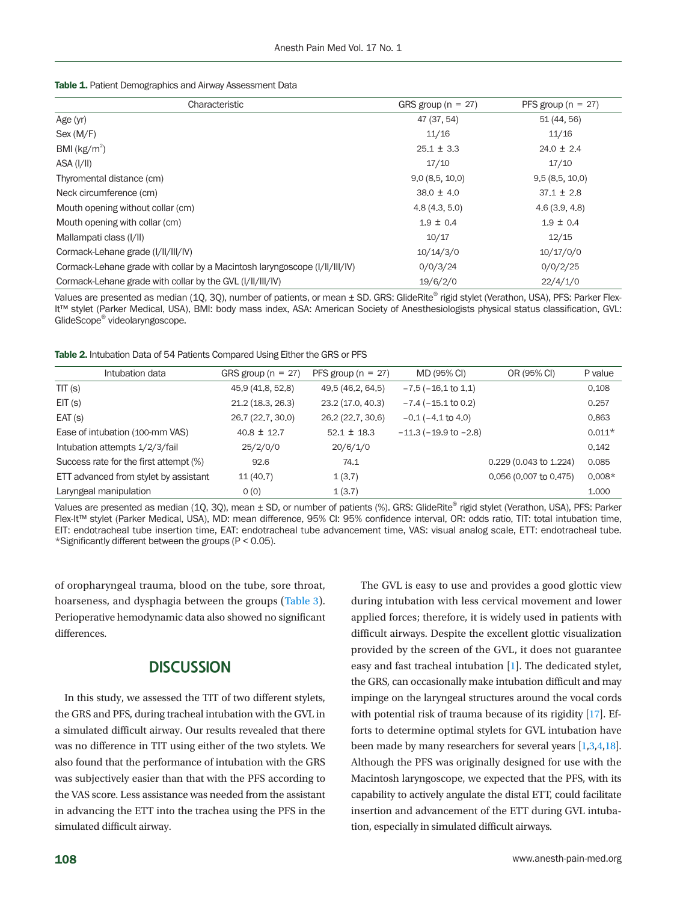**Table 1.** Patient Demographics and Airway Assessment Data

| Characteristic | GRS group (n = 27) | PFS group (n = 27) |
|---|---|---|
| Age (yr) | 47 (37, 54) | 51 (44, 56) |
| Sex (M/F) | 11/16 | 11/16 |
| BMI (kg/m$^2$) | 25.1 ± 3.3 | 24.0 ± 2.4 |
| ASA (I/II) | 17/10 | 17/10 |
| Thyromental distance (cm) | 9.0 (8.5, 10.0) | 9.5 (8.5, 10.0) |
| Neck circumference (cm) | 38.0 ± 4.0 | 37.1 ± 2.8 |
| Mouth opening without collar (cm) | 4.8 (4.3, 5.0) | 4.6 (3.9, 4.8) |
| Mouth opening with collar (cm) | 1.9 ± 0.4 | 1.9 ± 0.4 |
| Mallampati class (I/II) | 10/17 | 12/15 |
| Cormack-Lehane grade (I/II/III/IV) | 10/14/3/0 | 10/17/0/0 |
| Cormack-Lehane grade with collar by a Macintosh laryngoscope (I/II/III/IV) | 0/0/3/24 | 0/0/2/25 |
| Cormack-Lehane grade with collar by the GVL (I/II/III/IV) | 19/6/2/0 | 22/4/1/0 |

Values are presented as median (1Q, 3Q), number of patients, or mean ± SD. GRS: GlideRite® rigid stylet (Verathon, USA), PFS: Parker Flex-It™ stylet (Parker Medical, USA), BMI: body mass index, ASA: American Society of Anesthesiologists physical status classification, GVL: GlideScope® videolaryngoscope.

**Table 2.** Intubation Data of 54 Patients Compared Using Either the GRS or PFS

| Intubation data | GRS group (n = 27) | PFS group (n = 27) | MD (95% CI) | OR (95% CI) | P value |
|---|---|---|---|---|---|
| TIT (s) | 45.9 (41.8, 52.8) | 49.5 (46.2, 64.5) | −7.5 (−16.1 to 1.1) | | 0.108 |
| EIT (s) | 21.2 (18.3, 26.3) | 23.2 (17.0, 40.3) | −7.4 (−15.1 to 0.2) | | 0.257 |
| EAT (s) | 26.7 (22.7, 30.0) | 26.2 (22.7, 30.6) | −0.1 (−4.1 to 4.0) | | 0.863 |
| Ease of intubation (100-mm VAS) | 40.8 ± 12.7 | 52.1 ± 18.3 | −11.3 (−19.9 to −2.8) | | 0.011* |
| Intubation attempts 1/2/3/fail | 25/2/0/0 | 20/6/1/0 | | | 0.142 |
| Success rate for the first attempt (%) | 92.6 | 74.1 | | 0.229 (0.043 to 1.224) | 0.085 |
| ETT advanced from stylet by assistant | 11 (40.7) | 1 (3.7) | | 0.056 (0.007 to 0.475) | 0.008* |
| Laryngeal manipulation | 0 (0) | 1 (3.7) | | | 1.000 |

Values are presented as median (1Q, 3Q), mean ± SD, or number of patients (%). GRS: GlideRite® rigid stylet (Verathon, USA), PFS: Parker Flex-It™ stylet (Parker Medical, USA), MD: mean difference, 95% CI: 95% confidence interval, OR: odds ratio, TIT: total intubation time, EIT: endotracheal tube insertion time, EAT: endotracheal tube advancement time, VAS: visual analog scale, ETT: endotracheal tube. *Significantly different between the groups (P < 0.05).

of oropharyngeal trauma, blood on the tube, sore throat, hoarseness, and dysphagia between the groups (Table 3). Perioperative hemodynamic data also showed no significant differences.

## DISCUSSION

In this study, we assessed the TIT of two different stylets, the GRS and PFS, during tracheal intubation with the GVL in a simulated difficult airway. Our results revealed that there was no difference in TIT using either of the two stylets. We also found that the performance of intubation with the GRS was subjectively easier than that with the PFS according to the VAS score. Less assistance was needed from the assistant in advancing the ETT into the trachea using the PFS in the simulated difficult airway.

The GVL is easy to use and provides a good glottic view during intubation with less cervical movement and lower applied forces; therefore, it is widely used in patients with difficult airways. Despite the excellent glottic visualization provided by the screen of the GVL, it does not guarantee easy and fast tracheal intubation [1]. The dedicated stylet, the GRS, can occasionally make intubation difficult and may impinge on the laryngeal structures around the vocal cords with potential risk of trauma because of its rigidity [17]. Efforts to determine optimal stylets for GVL intubation have been made by many researchers for several years [1,3,4,18]. Although the PFS was originally designed for use with the Macintosh laryngoscope, we expected that the PFS, with its capability to actively angulate the distal ETT, could facilitate insertion and advancement of the ETT during GVL intubation, especially in simulated difficult airways.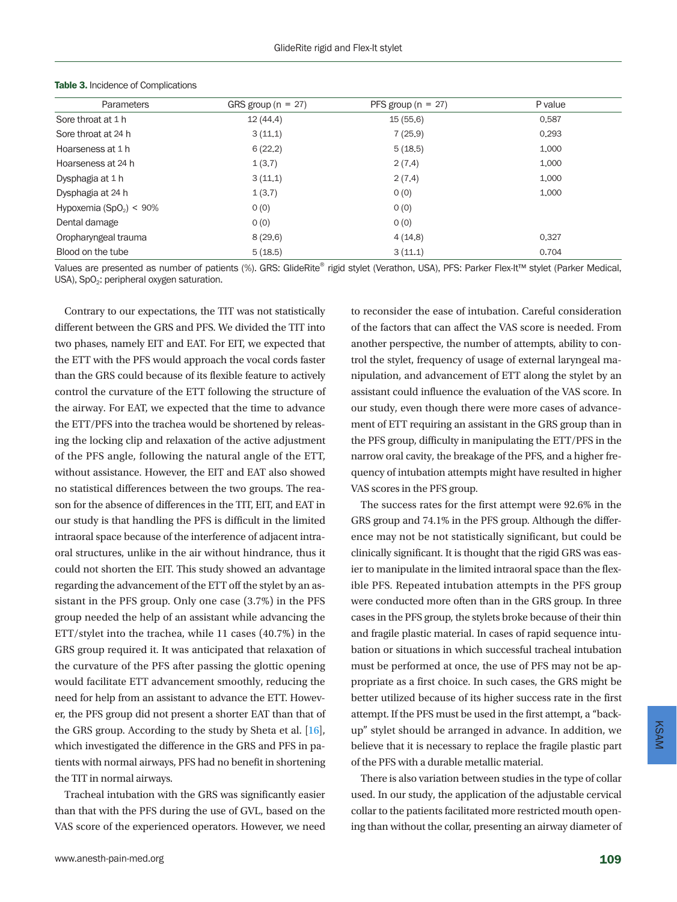**Table 3.** Incidence of Complications

| Parameters | GRS group (n = 27) | PFS group (n = 27) | P value |
|---|---|---|---|
| Sore throat at 1 h | 12 (44.4) | 15 (55.6) | 0.587 |
| Sore throat at 24 h | 3 (11.1) | 7 (25.9) | 0.293 |
| Hoarseness at 1 h | 6 (22.2) | 5 (18.5) | 1.000 |
| Hoarseness at 24 h | 1 (3.7) | 2 (7.4) | 1.000 |
| Dysphagia at 1 h | 3 (11.1) | 2 (7.4) | 1.000 |
| Dysphagia at 24 h | 1 (3.7) | 0 (0) | 1.000 |
| Hypoxemia ($SpO_2$) < 90% | 0 (0) | 0 (0) | |
| Dental damage | 0 (0) | 0 (0) | |
| Oropharyngeal trauma | 8 (29.6) | 4 (14.8) | 0.327 |
| Blood on the tube | 5 (18.5) | 3 (11.1) | 0.704 |

Values are presented as number of patients (%). GRS: GlideRite® rigid stylet (Verathon, USA), PFS: Parker Flex-It™ stylet (Parker Medical, USA), $SpO_2$: peripheral oxygen saturation.

Contrary to our expectations, the TIT was not statistically different between the GRS and PFS. We divided the TIT into two phases, namely EIT and EAT. For EIT, we expected that the ETT with the PFS would approach the vocal cords faster than the GRS could because of its flexible feature to actively control the curvature of the ETT following the structure of the airway. For EAT, we expected that the time to advance the ETT/PFS into the trachea would be shortened by releasing the locking clip and relaxation of the active adjustment of the PFS angle, following the natural angle of the ETT, without assistance. However, the EIT and EAT also showed no statistical differences between the two groups. The reason for the absence of differences in the TIT, EIT, and EAT in our study is that handling the PFS is difficult in the limited intraoral space because of the interference of adjacent intraoral structures, unlike in the air without hindrance, thus it could not shorten the EIT. This study showed an advantage regarding the advancement of the ETT off the stylet by an assistant in the PFS group. Only one case (3.7%) in the PFS group needed the help of an assistant while advancing the ETT/stylet into the trachea, while 11 cases (40.7%) in the GRS group required it. It was anticipated that relaxation of the curvature of the PFS after passing the glottic opening would facilitate ETT advancement smoothly, reducing the need for help from an assistant to advance the ETT. However, the PFS group did not present a shorter EAT than that of the GRS group. According to the study by Sheta et al. [16], which investigated the difference in the GRS and PFS in patients with normal airways, PFS had no benefit in shortening the TIT in normal airways.

Tracheal intubation with the GRS was significantly easier than that with the PFS during the use of GVL, based on the VAS score of the experienced operators. However, we need to reconsider the ease of intubation. Careful consideration of the factors that can affect the VAS score is needed. From another perspective, the number of attempts, ability to control the stylet, frequency of usage of external laryngeal manipulation, and advancement of ETT along the stylet by an assistant could influence the evaluation of the VAS score. In our study, even though there were more cases of advancement of ETT requiring an assistant in the GRS group than in the PFS group, difficulty in manipulating the ETT/PFS in the narrow oral cavity, the breakage of the PFS, and a higher frequency of intubation attempts might have resulted in higher VAS scores in the PFS group.

The success rates for the first attempt were 92.6% in the GRS group and 74.1% in the PFS group. Although the difference may not be not statistically significant, but could be clinically significant. It is thought that the rigid GRS was easier to manipulate in the limited intraoral space than the flexible PFS. Repeated intubation attempts in the PFS group were conducted more often than in the GRS group. In three cases in the PFS group, the stylets broke because of their thin and fragile plastic material. In cases of rapid sequence intubation or situations in which successful tracheal intubation must be performed at once, the use of PFS may not be appropriate as a first choice. In such cases, the GRS might be better utilized because of its higher success rate in the first attempt. If the PFS must be used in the first attempt, a "backup" stylet should be arranged in advance. In addition, we believe that it is necessary to replace the fragile plastic part of the PFS with a durable metallic material.

There is also variation between studies in the type of collar used. In our study, the application of the adjustable cervical collar to the patients facilitated more restricted mouth opening than without the collar, presenting an airway diameter of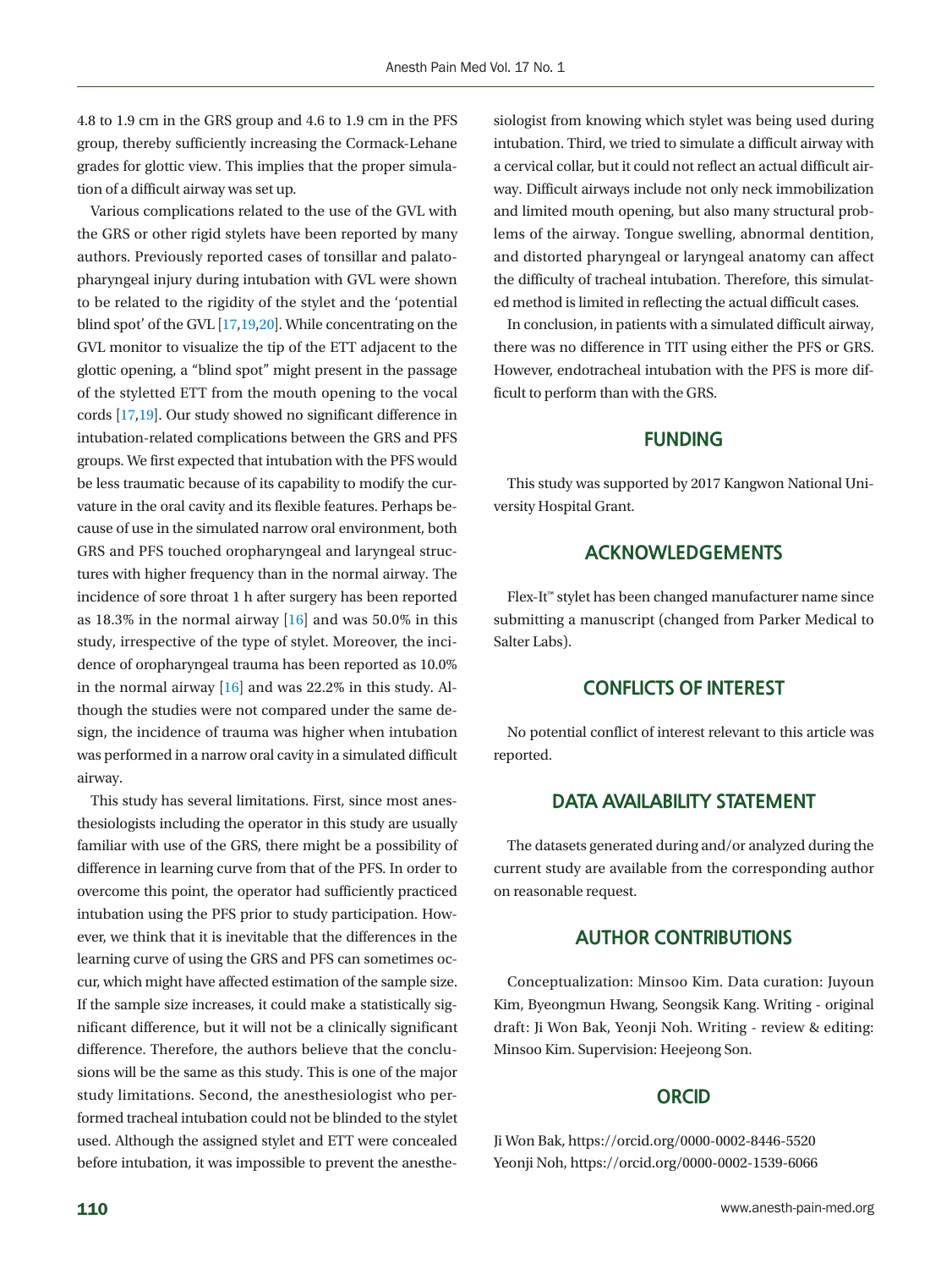4.8 to 1.9 cm in the GRS group and 4.6 to 1.9 cm in the PFS group, thereby sufficiently increasing the Cormack-Lehane grades for glottic view. This implies that the proper simulation of a difficult airway was set up.

Various complications related to the use of the GVL with the GRS or other rigid stylets have been reported by many authors. Previously reported cases of tonsillar and palatopharyngeal injury during intubation with GVL were shown to be related to the rigidity of the stylet and the 'potential blind spot' of the GVL [17,19,20]. While concentrating on the GVL monitor to visualize the tip of the ETT adjacent to the glottic opening, a "blind spot" might present in the passage of the styletted ETT from the mouth opening to the vocal cords [17,19]. Our study showed no significant difference in intubation-related complications between the GRS and PFS groups. We first expected that intubation with the PFS would be less traumatic because of its capability to modify the curvature in the oral cavity and its flexible features. Perhaps because of use in the simulated narrow oral environment, both GRS and PFS touched oropharyngeal and laryngeal structures with higher frequency than in the normal airway. The incidence of sore throat 1 h after surgery has been reported as 18.3% in the normal airway [16] and was 50.0% in this study, irrespective of the type of stylet. Moreover, the incidence of oropharyngeal trauma has been reported as 10.0% in the normal airway [16] and was 22.2% in this study. Although the studies were not compared under the same design, the incidence of trauma was higher when intubation was performed in a narrow oral cavity in a simulated difficult airway.

This study has several limitations. First, since most anesthesiologists including the operator in this study are usually familiar with use of the GRS, there might be a possibility of difference in learning curve from that of the PFS. In order to overcome this point, the operator had sufficiently practiced intubation using the PFS prior to study participation. However, we think that it is inevitable that the differences in the learning curve of using the GRS and PFS can sometimes occur, which might have affected estimation of the sample size. If the sample size increases, it could make a statistically significant difference, but it will not be a clinically significant difference. Therefore, the authors believe that the conclusions will be the same as this study. This is one of the major study limitations. Second, the anesthesiologist who performed tracheal intubation could not be blinded to the stylet used. Although the assigned stylet and ETT were concealed before intubation, it was impossible to prevent the anesthesiologist from knowing which stylet was being used during intubation. Third, we tried to simulate a difficult airway with a cervical collar, but it could not reflect an actual difficult airway. Difficult airways include not only neck immobilization and limited mouth opening, but also many structural problems of the airway. Tongue swelling, abnormal dentition, and distorted pharyngeal or laryngeal anatomy can affect the difficulty of tracheal intubation. Therefore, this simulated method is limited in reflecting the actual difficult cases.

In conclusion, in patients with a simulated difficult airway, there was no difference in TIT using either the PFS or GRS. However, endotracheal intubation with the PFS is more difficult to perform than with the GRS.

## FUNDING

This study was supported by 2017 Kangwon National University Hospital Grant.

## ACKNOWLEDGEMENTS

Flex-It™ stylet has been changed manufacturer name since submitting a manuscript (changed from Parker Medical to Salter Labs).

## CONFLICTS OF INTEREST

No potential conflict of interest relevant to this article was reported.

## DATA AVAILABILITY STATEMENT

The datasets generated during and/or analyzed during the current study are available from the corresponding author on reasonable request.

## AUTHOR CONTRIBUTIONS

Conceptualization: Minsoo Kim. Data curation: Juyoun Kim, Byeongmun Hwang, Seongsik Kang. Writing - original draft: Ji Won Bak, Yeonji Noh. Writing - review & editing: Minsoo Kim. Supervision: Heejeong Son.

## ORCID

Ji Won Bak, https://orcid.org/0000-0002-8446-5520
Yeonji Noh, https://orcid.org/0000-0002-1539-6066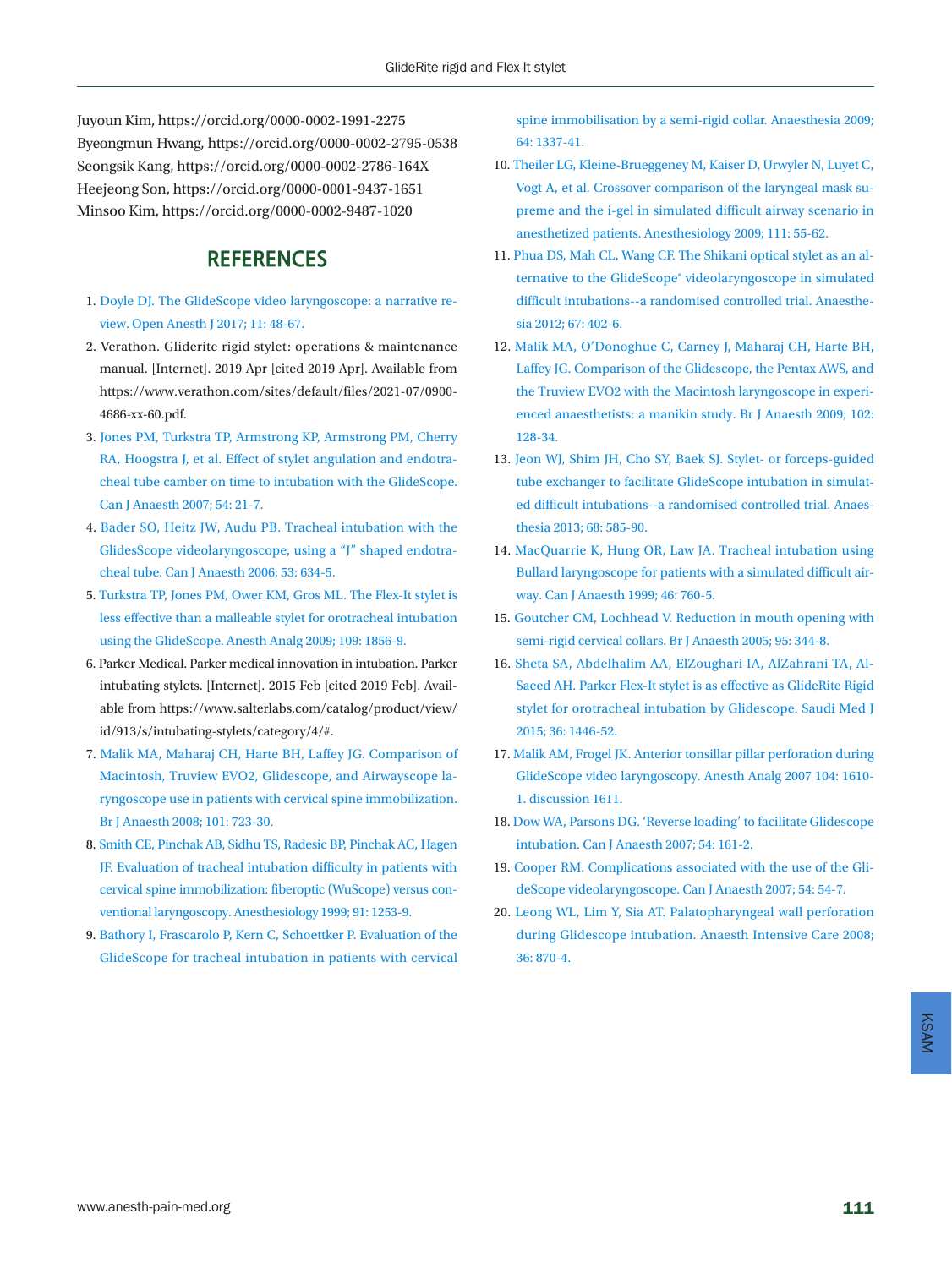Juyoun Kim, https://orcid.org/0000-0002-1991-2275
Byeongmun Hwang, https://orcid.org/0000-0002-2795-0538
Seongsik Kang, https://orcid.org/0000-0002-2786-164X
Heejeong Son, https://orcid.org/0000-0001-9437-1651
Minsoo Kim, https://orcid.org/0000-0002-9487-1020

## REFERENCES

1. Doyle DJ. The GlideScope video laryngoscope: a narrative review. Open Anesth J 2017; 11: 48-67.
2. Verathon. Gliderite rigid stylet: operations & maintenance manual. [Internet]. 2019 Apr [cited 2019 Apr]. Available from https://www.verathon.com/sites/default/files/2021-07/0900-4686-xx-60.pdf.
3. Jones PM, Turkstra TP, Armstrong KP, Armstrong PM, Cherry RA, Hoogstra J, et al. Effect of stylet angulation and endotracheal tube camber on time to intubation with the GlideScope. Can J Anaesth 2007; 54: 21-7.
4. Bader SO, Heitz JW, Audu PB. Tracheal intubation with the GlidesScope videolaryngoscope, using a "J" shaped endotracheal tube. Can J Anaesth 2006; 53: 634-5.
5. Turkstra TP, Jones PM, Ower KM, Gros ML. The Flex-It stylet is less effective than a malleable stylet for orotracheal intubation using the GlideScope. Anesth Analg 2009; 109: 1856-9.
6. Parker Medical. Parker medical innovation in intubation. Parker intubating stylets. [Internet]. 2015 Feb [cited 2019 Feb]. Available from https://www.salterlabs.com/catalog/product/view/id/913/s/intubating-stylets/category/4/#.
7. Malik MA, Maharaj CH, Harte BH, Laffey JG. Comparison of Macintosh, Truview EVO2, Glidescope, and Airwayscope laryngoscope use in patients with cervical spine immobilization. Br J Anaesth 2008; 101: 723-30.
8. Smith CE, Pinchak AB, Sidhu TS, Radesic BP, Pinchak AC, Hagen JF. Evaluation of tracheal intubation difficulty in patients with cervical spine immobilization: fiberoptic (WuScope) versus conventional laryngoscopy. Anesthesiology 1999; 91: 1253-9.
9. Bathory I, Frascarolo P, Kern C, Schoettker P. Evaluation of the GlideScope for tracheal intubation in patients with cervical spine immobilisation by a semi-rigid collar. Anaesthesia 2009; 64: 1337-41.
10. Theiler LG, Kleine-Brueggeney M, Kaiser D, Urwyler N, Luyet C, Vogt A, et al. Crossover comparison of the laryngeal mask supreme and the i-gel in simulated difficult airway scenario in anesthetized patients. Anesthesiology 2009; 111: 55-62.
11. Phua DS, Mah CL, Wang CF. The Shikani optical stylet as an alternative to the GlideScope® videolaryngoscope in simulated difficult intubations--a randomised controlled trial. Anaesthesia 2012; 67: 402-6.
12. Malik MA, O'Donoghue C, Carney J, Maharaj CH, Harte BH, Laffey JG. Comparison of the Glidescope, the Pentax AWS, and the Truview EVO2 with the Macintosh laryngoscope in experienced anaesthetists: a manikin study. Br J Anaesth 2009; 102: 128-34.
13. Jeon WJ, Shim JH, Cho SY, Baek SJ. Stylet- or forceps-guided tube exchanger to facilitate GlideScope intubation in simulated difficult intubations--a randomised controlled trial. Anaesthesia 2013; 68: 585-90.
14. MacQuarrie K, Hung OR, Law JA. Tracheal intubation using Bullard laryngoscope for patients with a simulated difficult airway. Can J Anaesth 1999; 46: 760-5.
15. Goutcher CM, Lochhead V. Reduction in mouth opening with semi-rigid cervical collars. Br J Anaesth 2005; 95: 344-8.
16. Sheta SA, Abdelhalim AA, ElZoughari IA, AlZahrani TA, Al-Saeed AH. Parker Flex-It stylet is as effective as GlideRite Rigid stylet for orotracheal intubation by Glidescope. Saudi Med J 2015; 36: 1446-52.
17. Malik AM, Frogel JK. Anterior tonsillar pillar perforation during GlideScope video laryngoscopy. Anesth Analg 2007 104: 1610-1. discussion 1611.
18. Dow WA, Parsons DG. 'Reverse loading' to facilitate Glidescope intubation. Can J Anaesth 2007; 54: 161-2.
19. Cooper RM. Complications associated with the use of the GlideScope videolaryngoscope. Can J Anaesth 2007; 54: 54-7.
20. Leong WL, Lim Y, Sia AT. Palatopharyngeal wall perforation during Glidescope intubation. Anaesth Intensive Care 2008; 36: 870-4.